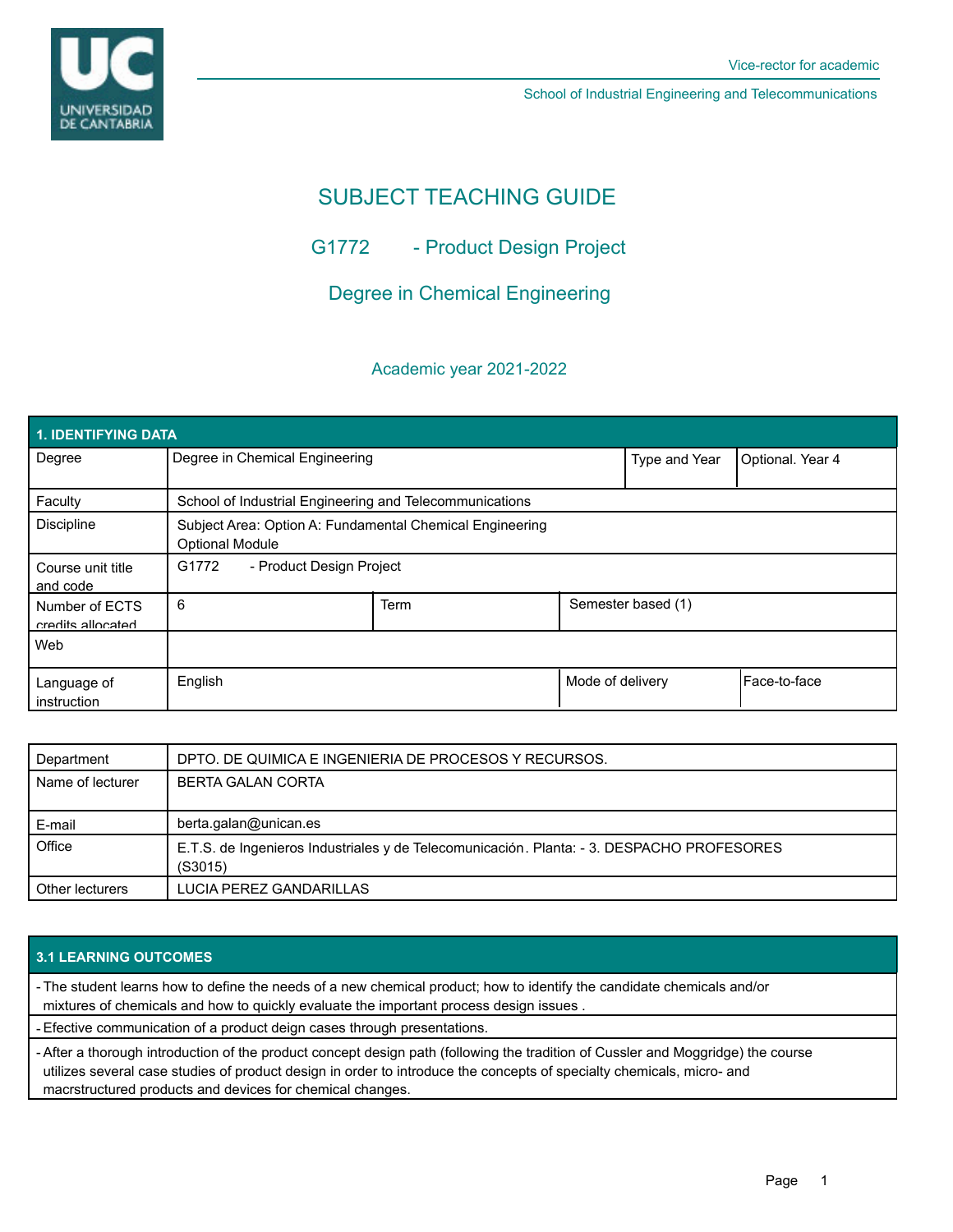# SUBJECT TEACHING GUIDE

## G1772 - Product Design Project

## Degree in Chemical Engineering

### Academic year 2021-2022

| 1. IDENTIFYING DATA | | | | |
|---|---|---|---|---|
| Degree | Degree in Chemical Engineering | | Type and Year | Optional. Year 4 |
| Faculty | School of Industrial Engineering and Telecommunications | | | |
| Discipline | Subject Area: Option A: Fundamental Chemical Engineering<br>Optional Module | | | |
| Course unit title and code | G1772 - Product Design Project | | | |
| Number of ECTS credits allocated | 6 | Term | Semester based (1) | |
| Web | | | | |
| Language of instruction | English | | Mode of delivery | Face-to-face |

| Department | DPTO. DE QUIMICA E INGENIERIA DE PROCESOS Y RECURSOS. |
|---|---|
| Name of lecturer | BERTA GALAN CORTA |
| E-mail | berta.galan@unican.es |
| Office | E.T.S. de Ingenieros Industriales y de Telecomunicación. Planta: - 3. DESPACHO PROFESORES (S3015) |
| Other lecturers | LUCIA PEREZ GANDARILLAS |

| 3.1 LEARNING OUTCOMES |
|---|
| - The student learns how to define the needs of a new chemical product; how to identify the candidate chemicals and/or mixtures of chemicals and how to quickly evaluate the important process design issues . |
| - Efective communication of a product deign cases through presentations. |
| - After a thorough introduction of the product concept design path (following the tradition of Cussler and Moggridge) the course utilizes several case studies of product design in order to introduce the concepts of specialty chemicals, micro- and macrstructured products and devices for chemical changes. |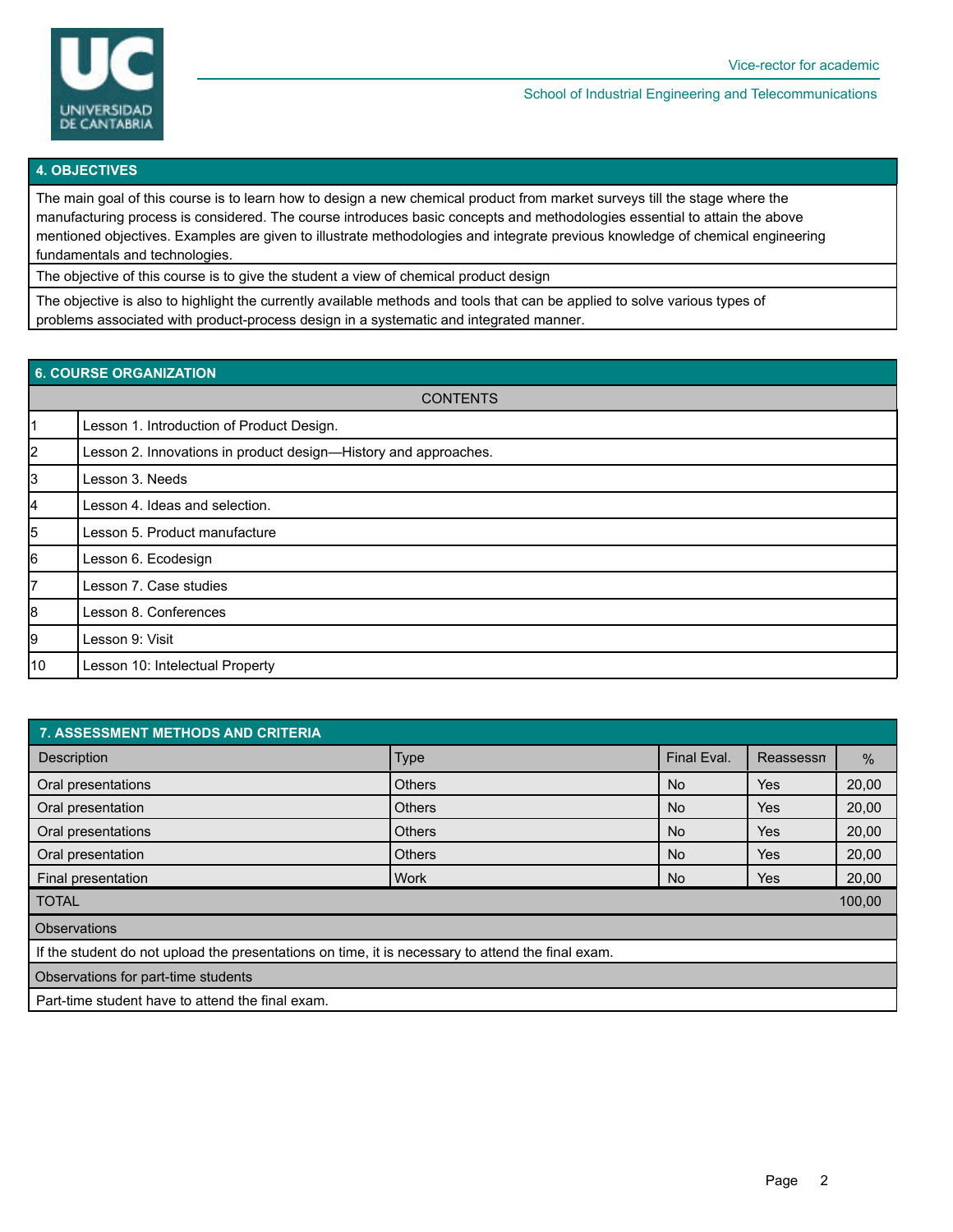## 4. OBJECTIVES

The main goal of this course is to learn how to design a new chemical product from market surveys till the stage where the manufacturing process is considered. The course introduces basic concepts and methodologies essential to attain the above mentioned objectives. Examples are given to illustrate methodologies and integrate previous knowledge of chemical engineering fundamentals and technologies.

The objective of this course is to give the student a view of chemical product design

The objective is also to highlight the currently available methods and tools that can be applied to solve various types of problems associated with product-process design in a systematic and integrated manner.

## 6. COURSE ORGANIZATION

| | CONTENTS |
|---|---|
| 1 | Lesson 1. Introduction of Product Design. |
| 2 | Lesson 2. Innovations in product design—History and approaches. |
| 3 | Lesson 3. Needs |
| 4 | Lesson 4. Ideas and selection. |
| 5 | Lesson 5. Product manufacture |
| 6 | Lesson 6. Ecodesign |
| 7 | Lesson 7. Case studies |
| 8 | Lesson 8. Conferences |
| 9 | Lesson 9: Visit |
| 10 | Lesson 10: Intelectual Property |

## 7. ASSESSMENT METHODS AND CRITERIA

| Description | Type | Final Eval. | Reassessn | % |
|---|---|---|---|---|
| Oral presentations | Others | No | Yes | 20,00 |
| Oral presentation | Others | No | Yes | 20,00 |
| Oral presentations | Others | No | Yes | 20,00 |
| Oral presentation | Others | No | Yes | 20,00 |
| Final presentation | Work | No | Yes | 20,00 |
| TOTAL | | | | 100,00 |

**Observations**

If the student do not upload the presentations on time, it is necessary to attend the final exam.

**Observations for part-time students**

Part-time student have to attend the final exam.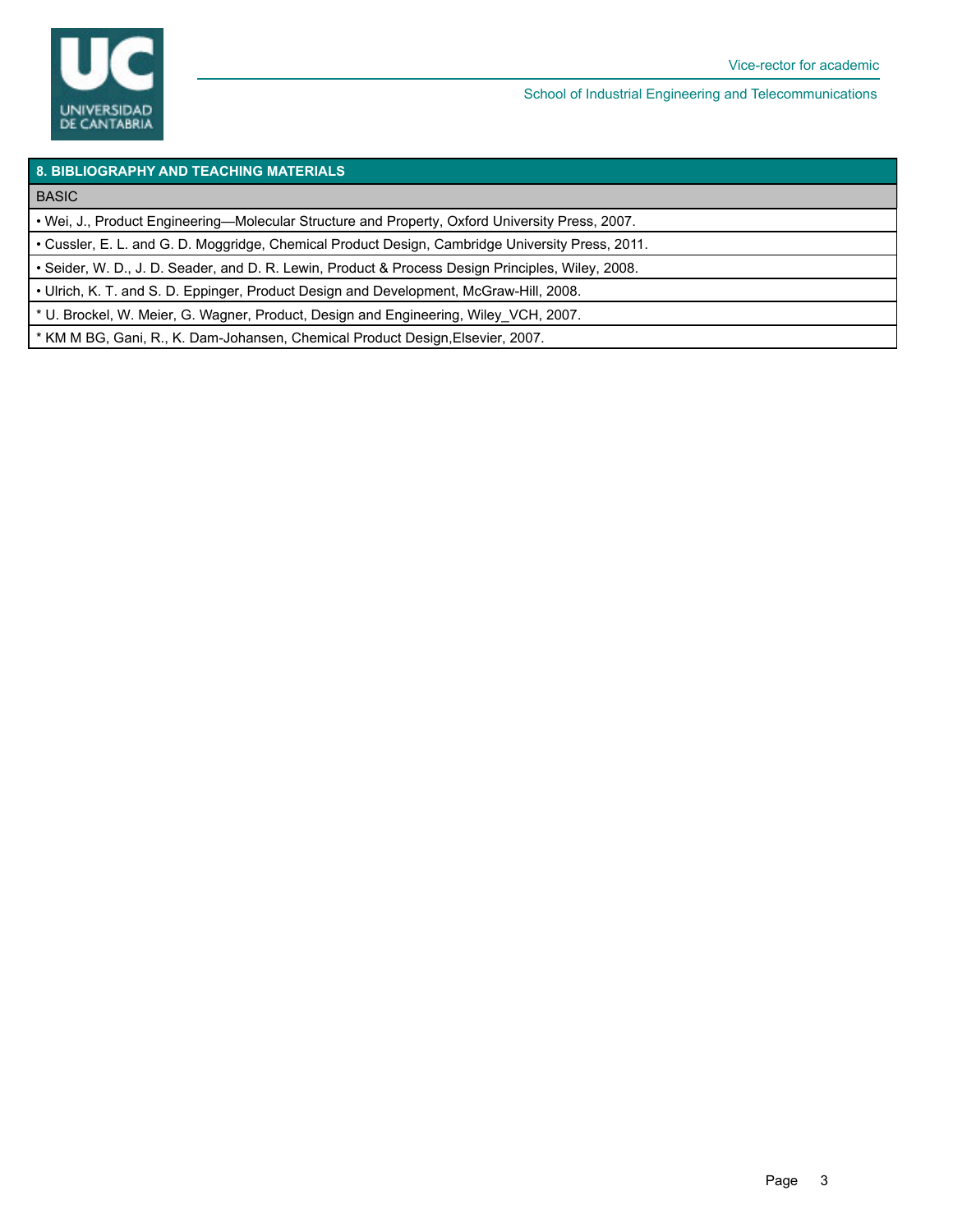## 8. BIBLIOGRAPHY AND TEACHING MATERIALS

**BASIC**

- Wei, J., Product Engineering—Molecular Structure and Property, Oxford University Press, 2007.
- Cussler, E. L. and G. D. Moggridge, Chemical Product Design, Cambridge University Press, 2011.
- Seider, W. D., J. D. Seader, and D. R. Lewin, Product & Process Design Principles, Wiley, 2008.
- Ulrich, K. T. and S. D. Eppinger, Product Design and Development, McGraw-Hill, 2008.

* U. Brockel, W. Meier, G. Wagner, Product, Design and Engineering, Wiley_VCH, 2007.

* KM M BG, Gani, R., K. Dam-Johansen, Chemical Product Design,Elsevier, 2007.